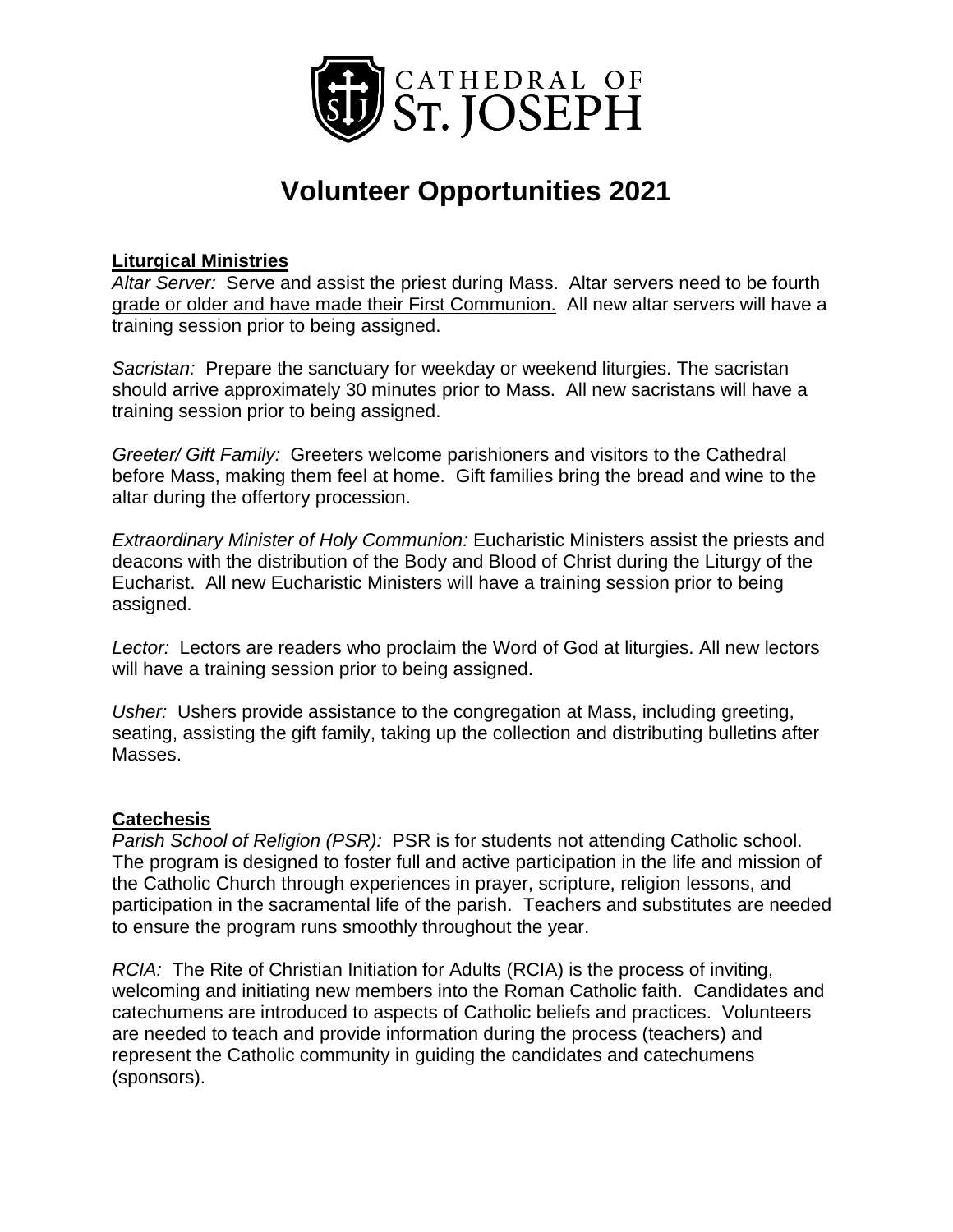CATHEDRAL OF ST. JOSEPH

# Volunteer Opportunities 2021

## Liturgical Ministries

*Altar Server:* Serve and assist the priest during Mass. Altar servers need to be fourth grade or older and have made their First Communion. All new altar servers will have a training session prior to being assigned.

*Sacristan:* Prepare the sanctuary for weekday or weekend liturgies. The sacristan should arrive approximately 30 minutes prior to Mass. All new sacristans will have a training session prior to being assigned.

*Greeter/ Gift Family:* Greeters welcome parishioners and visitors to the Cathedral before Mass, making them feel at home. Gift families bring the bread and wine to the altar during the offertory procession.

*Extraordinary Minister of Holy Communion:* Eucharistic Ministers assist the priests and deacons with the distribution of the Body and Blood of Christ during the Liturgy of the Eucharist. All new Eucharistic Ministers will have a training session prior to being assigned.

*Lector:* Lectors are readers who proclaim the Word of God at liturgies. All new lectors will have a training session prior to being assigned.

*Usher:* Ushers provide assistance to the congregation at Mass, including greeting, seating, assisting the gift family, taking up the collection and distributing bulletins after Masses.

## Catechesis

*Parish School of Religion (PSR):* PSR is for students not attending Catholic school. The program is designed to foster full and active participation in the life and mission of the Catholic Church through experiences in prayer, scripture, religion lessons, and participation in the sacramental life of the parish. Teachers and substitutes are needed to ensure the program runs smoothly throughout the year.

*RCIA:* The Rite of Christian Initiation for Adults (RCIA) is the process of inviting, welcoming and initiating new members into the Roman Catholic faith. Candidates and catechumens are introduced to aspects of Catholic beliefs and practices. Volunteers are needed to teach and provide information during the process (teachers) and represent the Catholic community in guiding the candidates and catechumens (sponsors).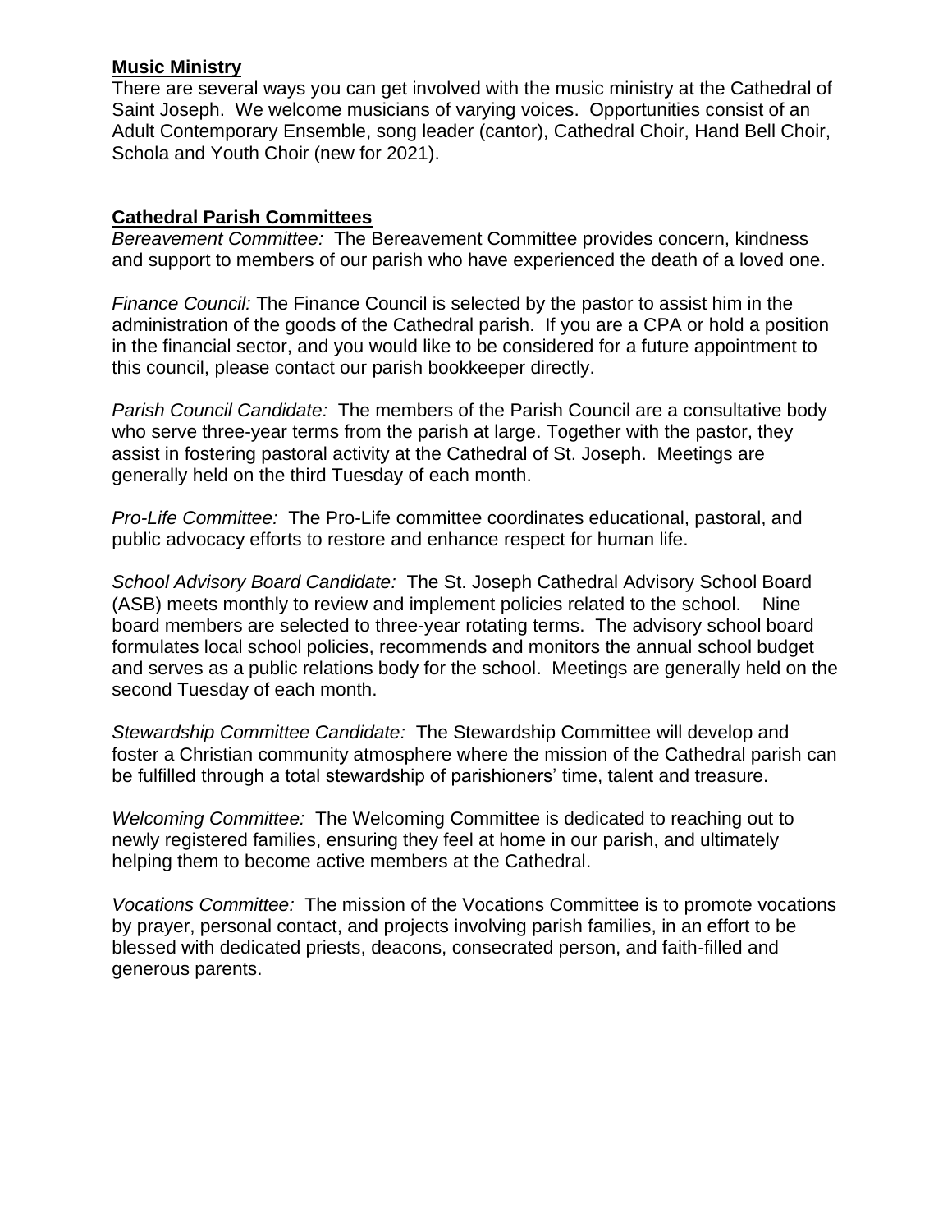**Music Ministry**

There are several ways you can get involved with the music ministry at the Cathedral of Saint Joseph. We welcome musicians of varying voices. Opportunities consist of an Adult Contemporary Ensemble, song leader (cantor), Cathedral Choir, Hand Bell Choir, Schola and Youth Choir (new for 2021).

**Cathedral Parish Committees**

*Bereavement Committee:* The Bereavement Committee provides concern, kindness and support to members of our parish who have experienced the death of a loved one.

*Finance Council:* The Finance Council is selected by the pastor to assist him in the administration of the goods of the Cathedral parish. If you are a CPA or hold a position in the financial sector, and you would like to be considered for a future appointment to this council, please contact our parish bookkeeper directly.

*Parish Council Candidate:* The members of the Parish Council are a consultative body who serve three-year terms from the parish at large. Together with the pastor, they assist in fostering pastoral activity at the Cathedral of St. Joseph. Meetings are generally held on the third Tuesday of each month.

*Pro-Life Committee:* The Pro-Life committee coordinates educational, pastoral, and public advocacy efforts to restore and enhance respect for human life.

*School Advisory Board Candidate:* The St. Joseph Cathedral Advisory School Board (ASB) meets monthly to review and implement policies related to the school. Nine board members are selected to three-year rotating terms. The advisory school board formulates local school policies, recommends and monitors the annual school budget and serves as a public relations body for the school. Meetings are generally held on the second Tuesday of each month.

*Stewardship Committee Candidate:* The Stewardship Committee will develop and foster a Christian community atmosphere where the mission of the Cathedral parish can be fulfilled through a total stewardship of parishioners' time, talent and treasure.

*Welcoming Committee:* The Welcoming Committee is dedicated to reaching out to newly registered families, ensuring they feel at home in our parish, and ultimately helping them to become active members at the Cathedral.

*Vocations Committee:* The mission of the Vocations Committee is to promote vocations by prayer, personal contact, and projects involving parish families, in an effort to be blessed with dedicated priests, deacons, consecrated person, and faith-filled and generous parents.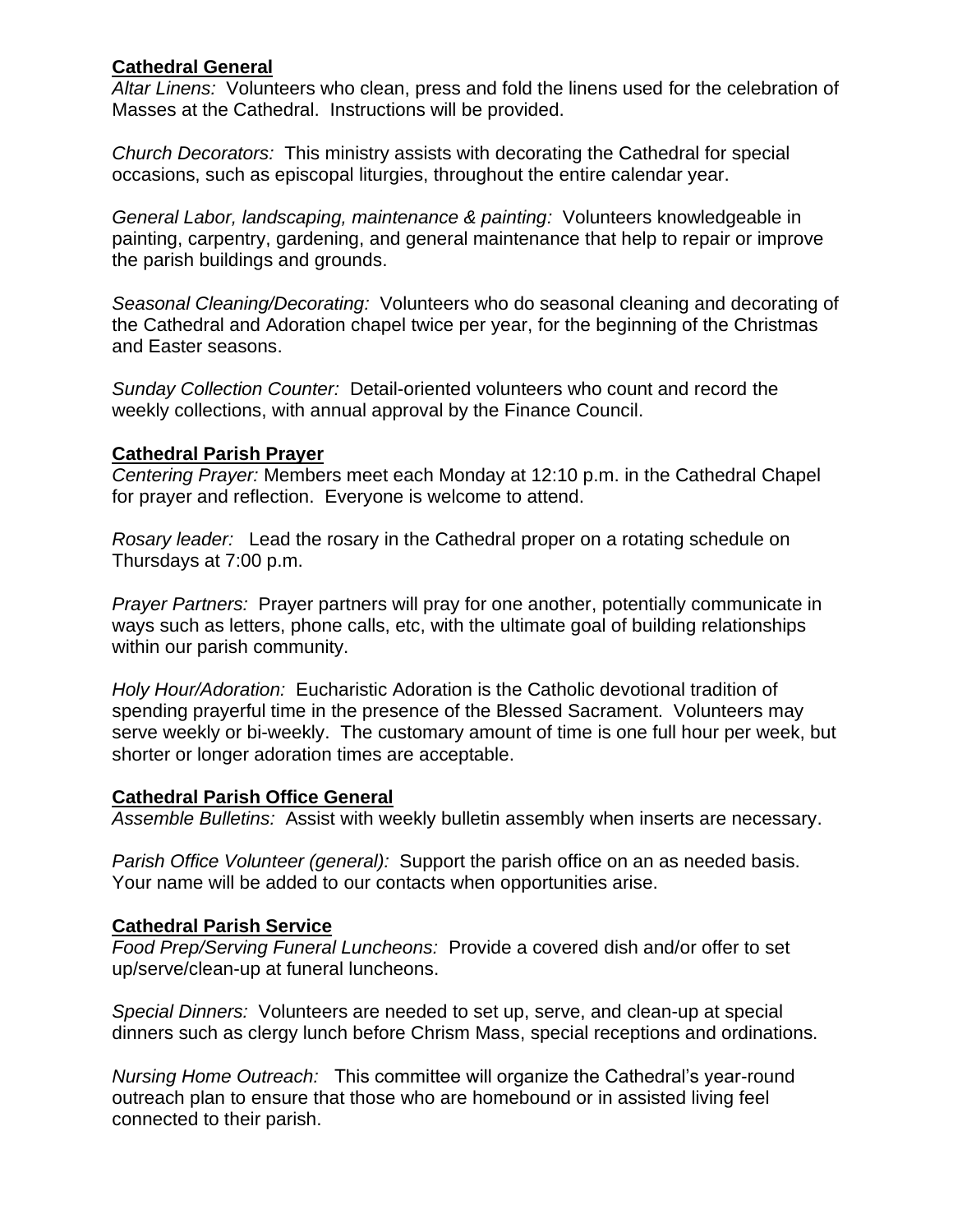**Cathedral General**

*Altar Linens:* Volunteers who clean, press and fold the linens used for the celebration of Masses at the Cathedral. Instructions will be provided.

*Church Decorators:* This ministry assists with decorating the Cathedral for special occasions, such as episcopal liturgies, throughout the entire calendar year.

*General Labor, landscaping, maintenance & painting:* Volunteers knowledgeable in painting, carpentry, gardening, and general maintenance that help to repair or improve the parish buildings and grounds.

*Seasonal Cleaning/Decorating:* Volunteers who do seasonal cleaning and decorating of the Cathedral and Adoration chapel twice per year, for the beginning of the Christmas and Easter seasons.

*Sunday Collection Counter:* Detail-oriented volunteers who count and record the weekly collections, with annual approval by the Finance Council.

**Cathedral Parish Prayer**

*Centering Prayer:* Members meet each Monday at 12:10 p.m. in the Cathedral Chapel for prayer and reflection. Everyone is welcome to attend.

*Rosary leader:* Lead the rosary in the Cathedral proper on a rotating schedule on Thursdays at 7:00 p.m.

*Prayer Partners:* Prayer partners will pray for one another, potentially communicate in ways such as letters, phone calls, etc, with the ultimate goal of building relationships within our parish community.

*Holy Hour/Adoration:* Eucharistic Adoration is the Catholic devotional tradition of spending prayerful time in the presence of the Blessed Sacrament. Volunteers may serve weekly or bi-weekly. The customary amount of time is one full hour per week, but shorter or longer adoration times are acceptable.

**Cathedral Parish Office General**

*Assemble Bulletins:* Assist with weekly bulletin assembly when inserts are necessary.

*Parish Office Volunteer (general):* Support the parish office on an as needed basis. Your name will be added to our contacts when opportunities arise.

**Cathedral Parish Service**

*Food Prep/Serving Funeral Luncheons:* Provide a covered dish and/or offer to set up/serve/clean-up at funeral luncheons.

*Special Dinners:* Volunteers are needed to set up, serve, and clean-up at special dinners such as clergy lunch before Chrism Mass, special receptions and ordinations.

*Nursing Home Outreach:* This committee will organize the Cathedral's year-round outreach plan to ensure that those who are homebound or in assisted living feel connected to their parish.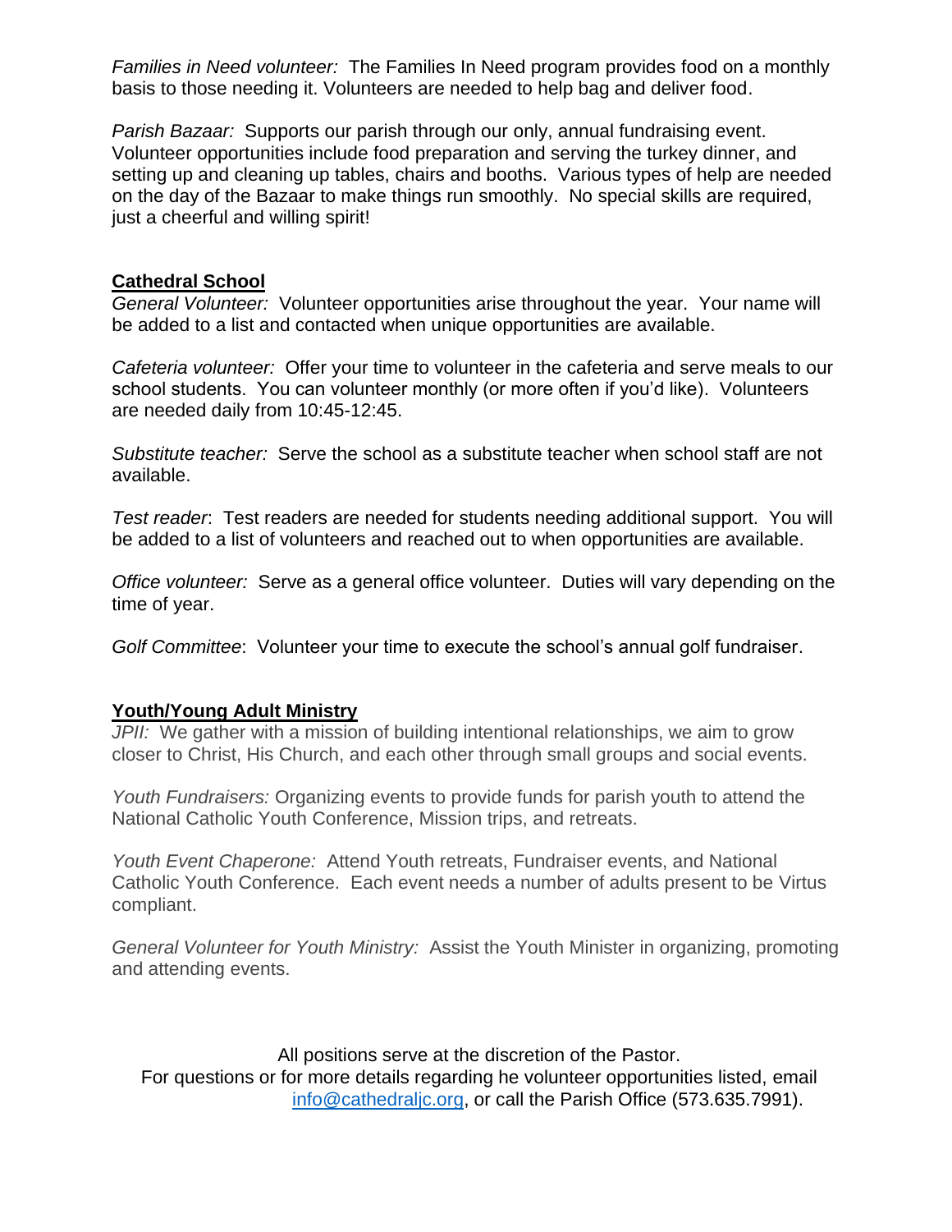*Families in Need volunteer:* The Families In Need program provides food on a monthly basis to those needing it. Volunteers are needed to help bag and deliver food.

*Parish Bazaar:* Supports our parish through our only, annual fundraising event. Volunteer opportunities include food preparation and serving the turkey dinner, and setting up and cleaning up tables, chairs and booths. Various types of help are needed on the day of the Bazaar to make things run smoothly. No special skills are required, just a cheerful and willing spirit!

## Cathedral School

*General Volunteer:* Volunteer opportunities arise throughout the year. Your name will be added to a list and contacted when unique opportunities are available.

*Cafeteria volunteer:* Offer your time to volunteer in the cafeteria and serve meals to our school students. You can volunteer monthly (or more often if you'd like). Volunteers are needed daily from 10:45-12:45.

*Substitute teacher:* Serve the school as a substitute teacher when school staff are not available.

*Test reader*: Test readers are needed for students needing additional support. You will be added to a list of volunteers and reached out to when opportunities are available.

*Office volunteer:* Serve as a general office volunteer. Duties will vary depending on the time of year.

*Golf Committee*: Volunteer your time to execute the school's annual golf fundraiser.

## Youth/Young Adult Ministry

*JPII:* We gather with a mission of building intentional relationships, we aim to grow closer to Christ, His Church, and each other through small groups and social events.

*Youth Fundraisers:* Organizing events to provide funds for parish youth to attend the National Catholic Youth Conference, Mission trips, and retreats.

*Youth Event Chaperone:* Attend Youth retreats, Fundraiser events, and National Catholic Youth Conference. Each event needs a number of adults present to be Virtus compliant.

*General Volunteer for Youth Ministry:* Assist the Youth Minister in organizing, promoting and attending events.

All positions serve at the discretion of the Pastor.
For questions or for more details regarding he volunteer opportunities listed, email info@cathedraljc.org, or call the Parish Office (573.635.7991).